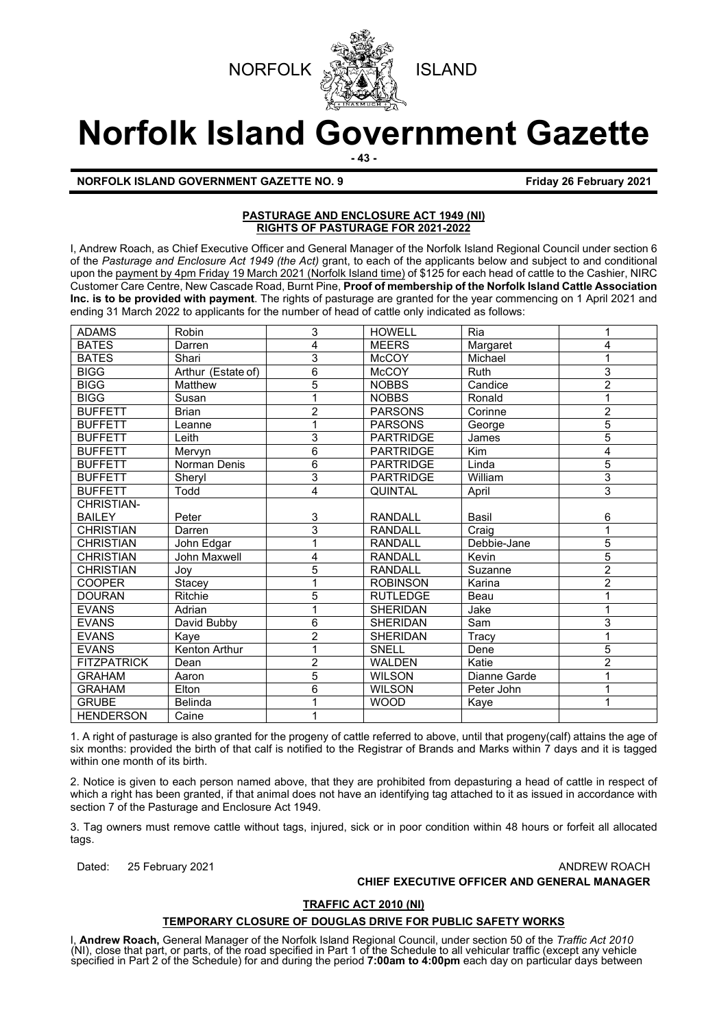NORFOLK ISLAND

# Norfolk Island Government Gazette

**NORFOLK ISLAND GOVERNMENT GAZETTE NO. 9** **Friday 26 February 2021**

## PASTURAGE AND ENCLOSURE ACT 1949 (NI)
## RIGHTS OF PASTURAGE FOR 2021-2022

I, Andrew Roach, as Chief Executive Officer and General Manager of the Norfolk Island Regional Council under section 6 of the *Pasturage and Enclosure Act 1949 (the Act)* grant, to each of the applicants below and subject to and conditional upon the payment by 4pm Friday 19 March 2021 (Norfolk Island time) of $125 for each head of cattle to the Cashier, NIRC Customer Care Centre, New Cascade Road, Burnt Pine, **Proof of membership of the Norfolk Island Cattle Association Inc. is to be provided with payment**. The rights of pasturage are granted for the year commencing on 1 April 2021 and ending 31 March 2022 to applicants for the number of head of cattle only indicated as follows:

| | | | | | |
|---|---|---|---|---|---|
| ADAMS | Robin | 3 | HOWELL | Ria | 1 |
| BATES | Darren | 4 | MEERS | Margaret | 4 |
| BATES | Shari | 3 | McCOY | Michael | 1 |
| BIGG | Arthur (Estate of) | 6 | McCOY | Ruth | 3 |
| BIGG | Matthew | 5 | NOBBS | Candice | 2 |
| BIGG | Susan | 1 | NOBBS | Ronald | 1 |
| BUFFETT | Brian | 2 | PARSONS | Corinne | 2 |
| BUFFETT | Leanne | 1 | PARSONS | George | 5 |
| BUFFETT | Leith | 3 | PARTRIDGE | James | 5 |
| BUFFETT | Mervyn | 6 | PARTRIDGE | Kim | 4 |
| BUFFETT | Norman Denis | 6 | PARTRIDGE | Linda | 5 |
| BUFFETT | Sheryl | 3 | PARTRIDGE | William | 3 |
| BUFFETT | Todd | 4 | QUINTAL | April | 3 |
| CHRISTIAN-BAILEY | Peter | 3 | RANDALL | Basil | 6 |
| CHRISTIAN | Darren | 3 | RANDALL | Craig | 1 |
| CHRISTIAN | John Edgar | 1 | RANDALL | Debbie-Jane | 5 |
| CHRISTIAN | John Maxwell | 4 | RANDALL | Kevin | 5 |
| CHRISTIAN | Joy | 5 | RANDALL | Suzanne | 2 |
| COOPER | Stacey | 1 | ROBINSON | Karina | 2 |
| DOURAN | Ritchie | 5 | RUTLEDGE | Beau | 1 |
| EVANS | Adrian | 1 | SHERIDAN | Jake | 1 |
| EVANS | David Bubby | 6 | SHERIDAN | Sam | 3 |
| EVANS | Kaye | 2 | SHERIDAN | Tracy | 1 |
| EVANS | Kenton Arthur | 1 | SNELL | Dene | 5 |
| FITZPATRICK | Dean | 2 | WALDEN | Katie | 2 |
| GRAHAM | Aaron | 5 | WILSON | Dianne Garde | 1 |
| GRAHAM | Elton | 6 | WILSON | Peter John | 1 |
| GRUBE | Belinda | 1 | WOOD | Kaye | 1 |
| HENDERSON | Caine | 1 | | | |

1. A right of pasturage is also granted for the progeny of cattle referred to above, until that progeny(calf) attains the age of six months: provided the birth of that calf is notified to the Registrar of Brands and Marks within 7 days and it is tagged within one month of its birth.

2. Notice is given to each person named above, that they are prohibited from depasturing a head of cattle in respect of which a right has been granted, if that animal does not have an identifying tag attached to it as issued in accordance with section 7 of the Pasturage and Enclosure Act 1949.

3. Tag owners must remove cattle without tags, injured, sick or in poor condition within 48 hours or forfeit all allocated tags.

Dated: 25 February 2021

ANDREW ROACH
**CHIEF EXECUTIVE OFFICER AND GENERAL MANAGER**

## TRAFFIC ACT 2010 (NI)
## TEMPORARY CLOSURE OF DOUGLAS DRIVE FOR PUBLIC SAFETY WORKS

I, **Andrew Roach,** General Manager of the Norfolk Island Regional Council, under section 50 of the *Traffic Act 2010* (NI), close that part, or parts, of the road specified in Part 1 of the Schedule to all vehicular traffic (except any vehicle specified in Part 2 of the Schedule) for and during the period **7:00am to 4:00pm** each day on particular days between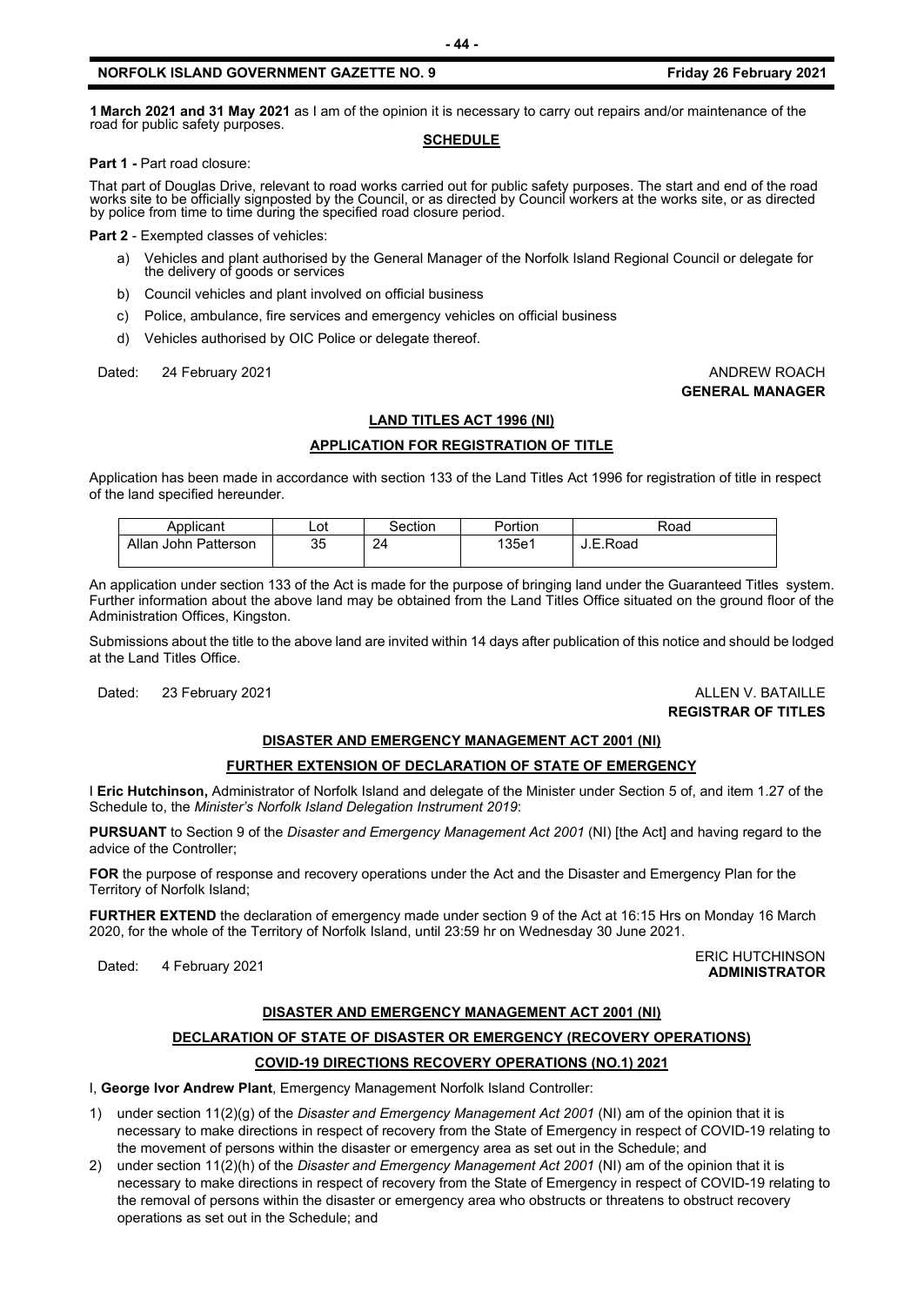**1 March 2021 and 31 May 2021** as I am of the opinion it is necessary to carry out repairs and/or maintenance of the road for public safety purposes.

**SCHEDULE**

**Part 1 -** Part road closure:

That part of Douglas Drive, relevant to road works carried out for public safety purposes. The start and end of the road works site to be officially signposted by the Council, or as directed by Council workers at the works site, or as directed by police from time to time during the specified road closure period.

**Part 2** - Exempted classes of vehicles:

a) Vehicles and plant authorised by the General Manager of the Norfolk Island Regional Council or delegate for the delivery of goods or services

b) Council vehicles and plant involved on official business

c) Police, ambulance, fire services and emergency vehicles on official business

d) Vehicles authorised by OIC Police or delegate thereof.

Dated: 24 February 2021

ANDREW ROACH
**GENERAL MANAGER**

## LAND TITLES ACT 1996 (NI)

### APPLICATION FOR REGISTRATION OF TITLE

Application has been made in accordance with section 133 of the Land Titles Act 1996 for registration of title in respect of the land specified hereunder.

| Applicant | Lot | Section | Portion | Road |
|---|---|---|---|---|
| Allan John Patterson | 35 | 24 | 135e1 | J.E.Road |

An application under section 133 of the Act is made for the purpose of bringing land under the Guaranteed Titles system. Further information about the above land may be obtained from the Land Titles Office situated on the ground floor of the Administration Offices, Kingston.

Submissions about the title to the above land are invited within 14 days after publication of this notice and should be lodged at the Land Titles Office.

Dated: 23 February 2021

ALLEN V. BATAILLE
**REGISTRAR OF TITLES**

## DISASTER AND EMERGENCY MANAGEMENT ACT 2001 (NI)

### FURTHER EXTENSION OF DECLARATION OF STATE OF EMERGENCY

I **Eric Hutchinson,** Administrator of Norfolk Island and delegate of the Minister under Section 5 of, and item 1.27 of the Schedule to, the *Minister's Norfolk Island Delegation Instrument 2019*:

**PURSUANT** to Section 9 of the *Disaster and Emergency Management Act 2001* (NI) [the Act] and having regard to the advice of the Controller;

**FOR** the purpose of response and recovery operations under the Act and the Disaster and Emergency Plan for the Territory of Norfolk Island;

**FURTHER EXTEND** the declaration of emergency made under section 9 of the Act at 16:15 Hrs on Monday 16 March 2020, for the whole of the Territory of Norfolk Island, until 23:59 hr on Wednesday 30 June 2021.

Dated: 4 February 2021

ERIC HUTCHINSON
**ADMINISTRATOR**

## DISASTER AND EMERGENCY MANAGEMENT ACT 2001 (NI)

### DECLARATION OF STATE OF DISASTER OR EMERGENCY (RECOVERY OPERATIONS)

### COVID-19 DIRECTIONS RECOVERY OPERATIONS (NO.1) 2021

I, **George Ivor Andrew Plant**, Emergency Management Norfolk Island Controller:

1) under section 11(2)(g) of the *Disaster and Emergency Management Act 2001* (NI) am of the opinion that it is necessary to make directions in respect of recovery from the State of Emergency in respect of COVID-19 relating to the movement of persons within the disaster or emergency area as set out in the Schedule; and

2) under section 11(2)(h) of the *Disaster and Emergency Management Act 2001* (NI) am of the opinion that it is necessary to make directions in respect of recovery from the State of Emergency in respect of COVID-19 relating to the removal of persons within the disaster or emergency area who obstructs or threatens to obstruct recovery operations as set out in the Schedule; and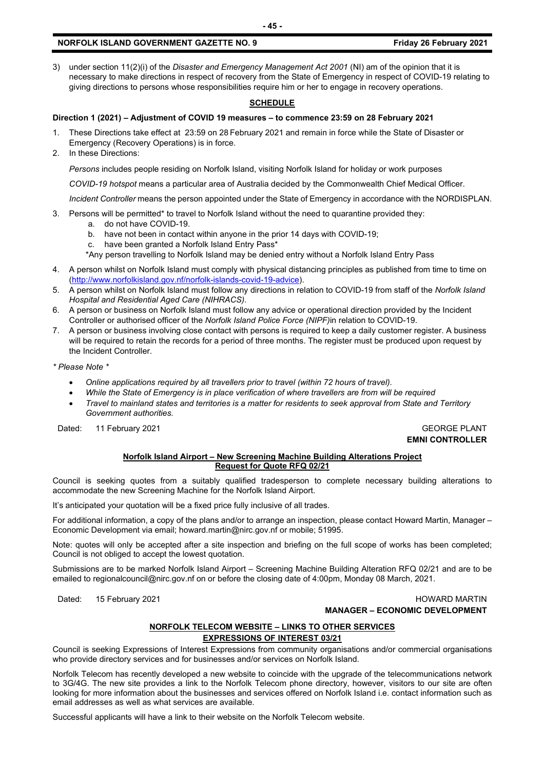3) under section 11(2)(i) of the *Disaster and Emergency Management Act 2001* (NI) am of the opinion that it is necessary to make directions in respect of recovery from the State of Emergency in respect of COVID-19 relating to giving directions to persons whose responsibilities require him or her to engage in recovery operations.

**SCHEDULE**

**Direction 1 (2021) – Adjustment of COVID 19 measures – to commence 23:59 on 28 February 2021**

1. These Directions take effect at 23:59 on 28 February 2021 and remain in force while the State of Disaster or Emergency (Recovery Operations) is in force.
2. In these Directions:

   *Persons* includes people residing on Norfolk Island, visiting Norfolk Island for holiday or work purposes

   *COVID-19 hotspot* means a particular area of Australia decided by the Commonwealth Chief Medical Officer.

   *Incident Controller* means the person appointed under the State of Emergency in accordance with the NORDISPLAN.

3. Persons will be permitted* to travel to Norfolk Island without the need to quarantine provided they:
   a. do not have COVID-19.
   b. have not been in contact within anyone in the prior 14 days with COVID-19;
   c. have been granted a Norfolk Island Entry Pass*

   *Any person travelling to Norfolk Island may be denied entry without a Norfolk Island Entry Pass

4. A person whilst on Norfolk Island must comply with physical distancing principles as published from time to time on (http://www.norfolkisland.gov.nf/norfolk-islands-covid-19-advice).
5. A person whilst on Norfolk Island must follow any directions in relation to COVID-19 from staff of the *Norfolk Island Hospital and Residential Aged Care (NIHRACS).*
6. A person or business on Norfolk Island must follow any advice or operational direction provided by the Incident Controller or authorised officer of the *Norfolk Island Police Force (NIPF)*in relation to COVID-19.
7. A person or business involving close contact with persons is required to keep a daily customer register. A business will be required to retain the records for a period of three months. The register must be produced upon request by the Incident Controller.

*\* Please Note \**

- *Online applications required by all travellers prior to travel (within 72 hours of travel).*
- *While the State of Emergency is in place verification of where travellers are from will be required*
- *Travel to mainland states and territories is a matter for residents to seek approval from State and Territory Government authorities.*

Dated: 11 February 2021

GEORGE PLANT
**EMNI CONTROLLER**

**Norfolk Island Airport – New Screening Machine Building Alterations Project**
**Request for Quote RFQ 02/21**

Council is seeking quotes from a suitably qualified tradesperson to complete necessary building alterations to accommodate the new Screening Machine for the Norfolk Island Airport.

It's anticipated your quotation will be a fixed price fully inclusive of all trades.

For additional information, a copy of the plans and/or to arrange an inspection, please contact Howard Martin, Manager – Economic Development via email; howard.martin@nirc.gov.nf or mobile; 51995.

Note: quotes will only be accepted after a site inspection and briefing on the full scope of works has been completed; Council is not obliged to accept the lowest quotation.

Submissions are to be marked Norfolk Island Airport – Screening Machine Building Alteration RFQ 02/21 and are to be emailed to regionalcouncil@nirc.gov.nf on or before the closing date of 4:00pm, Monday 08 March, 2021.

Dated: 15 February 2021

HOWARD MARTIN
**MANAGER – ECONOMIC DEVELOPMENT**

**NORFOLK TELECOM WEBSITE – LINKS TO OTHER SERVICES**
**EXPRESSIONS OF INTEREST 03/21**

Council is seeking Expressions of Interest Expressions from community organisations and/or commercial organisations who provide directory services and for businesses and/or services on Norfolk Island.

Norfolk Telecom has recently developed a new website to coincide with the upgrade of the telecommunications network to 3G/4G. The new site provides a link to the Norfolk Telecom phone directory, however, visitors to our site are often looking for more information about the businesses and services offered on Norfolk Island i.e. contact information such as email addresses as well as what services are available.

Successful applicants will have a link to their website on the Norfolk Telecom website.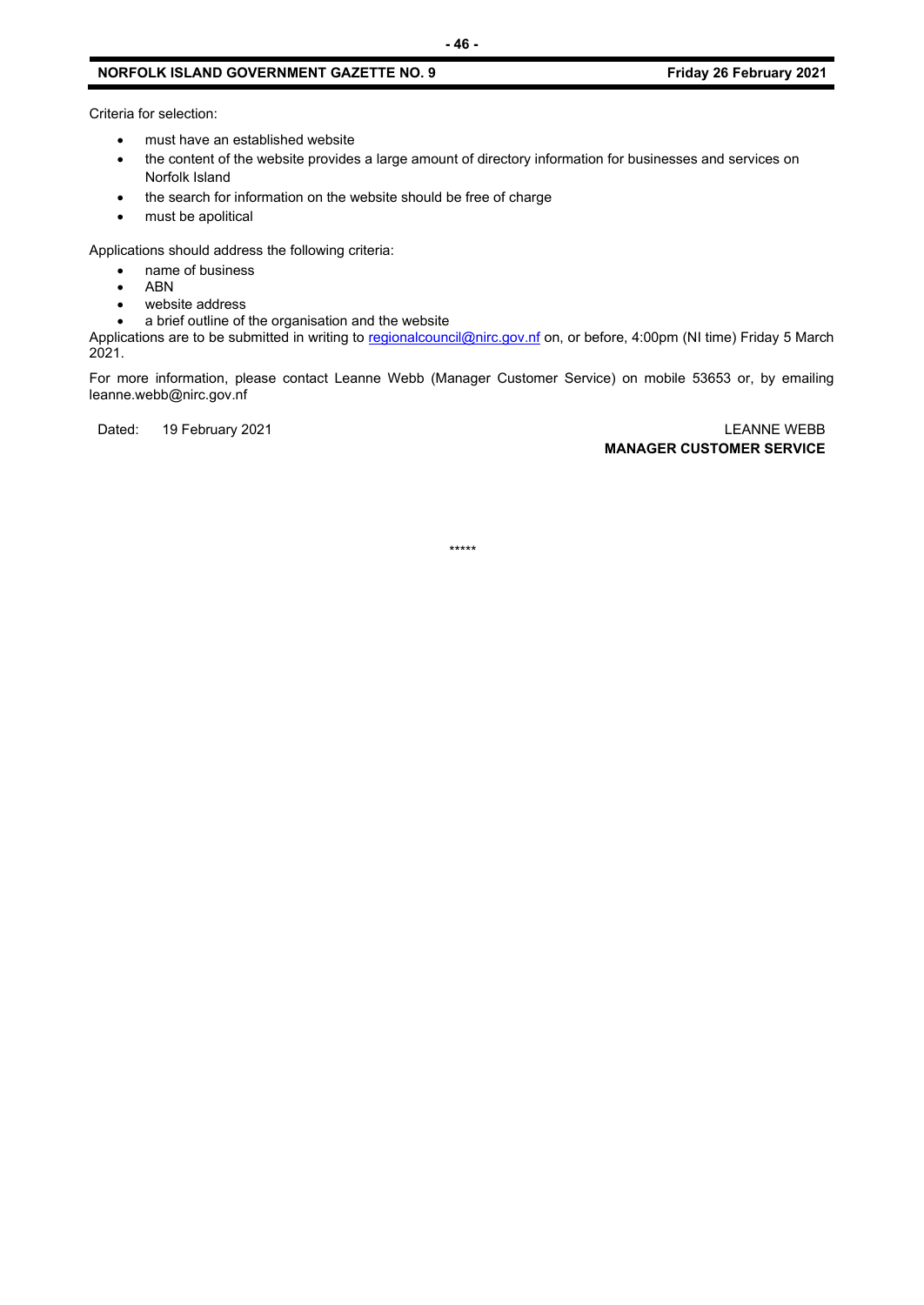Criteria for selection:

- must have an established website
- the content of the website provides a large amount of directory information for businesses and services on Norfolk Island
- the search for information on the website should be free of charge
- must be apolitical

Applications should address the following criteria:

- name of business
- ABN
- website address
- a brief outline of the organisation and the website

Applications are to be submitted in writing to regionalcouncil@nirc.gov.nf on, or before, 4:00pm (NI time) Friday 5 March 2021.

For more information, please contact Leanne Webb (Manager Customer Service) on mobile 53653 or, by emailing leanne.webb@nirc.gov.nf

Dated: 19 February 2021

LEANNE WEBB
**MANAGER CUSTOMER SERVICE**

*****